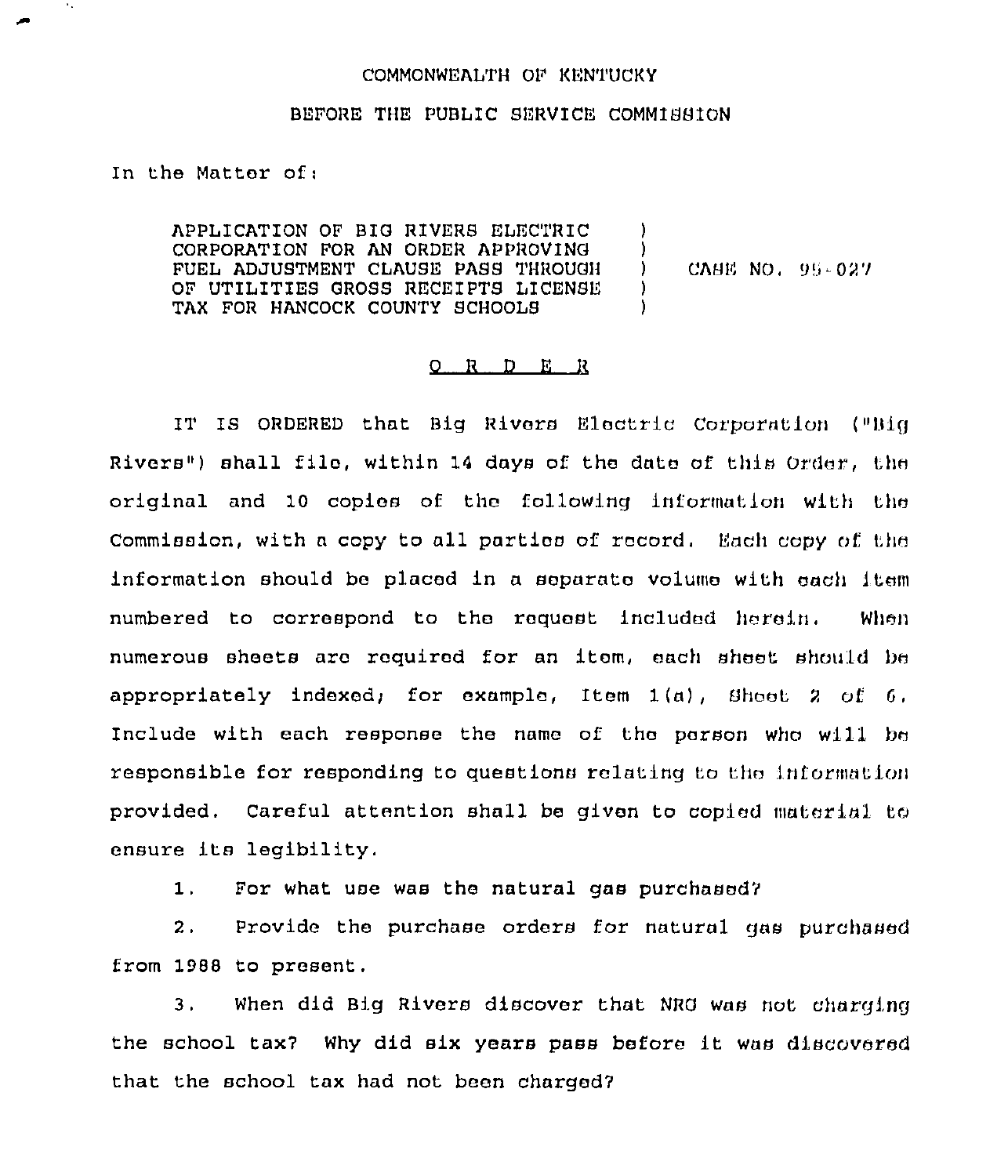COMMONWEALTH OF KENTUCKY

BEFORE THE PUBLIC SERVICE COMMISSION

In the Matter of:

APPLICATION OF BIG RIVERS ELECTRIC CORPORATION FOR AN ORDER APPROVING FUEL ADJUSTMENT CLAUSE PASS THROUGH OF UTILITIES GROSS RECEIPTS LICENSE TAX FOR HANCOCK COUNTY SCHOOLS ) CASE NO. 95-027

O R D E R

IT IS ORDERED that Big Rivers Electric Corporation ("Big Rivers") shall file, within 14 days of the date of this Order, the original and 10 copies of the following information with the Commission, with a copy to all parties of record. Each copy of the information should be placed in a separate volume with each item numbered to correspond to the request included herein. When numerous sheets are required for an item, each sheet should be appropriately indexed; for example, Item 1(a), Sheet 2 of 6. Include with each response the name of the person who will be responsible for responding to questions relating to the information provided. Careful attention shall be given to copied material to ensure its legibility.

1. For what use was the natural gas purchased?

2. Provide the purchase orders for natural gas purchased from 1988 to present.

3. When did Big Rivers discover that NRG was not charging the school tax? Why did six years pass before it was discovered that the school tax had not been charged?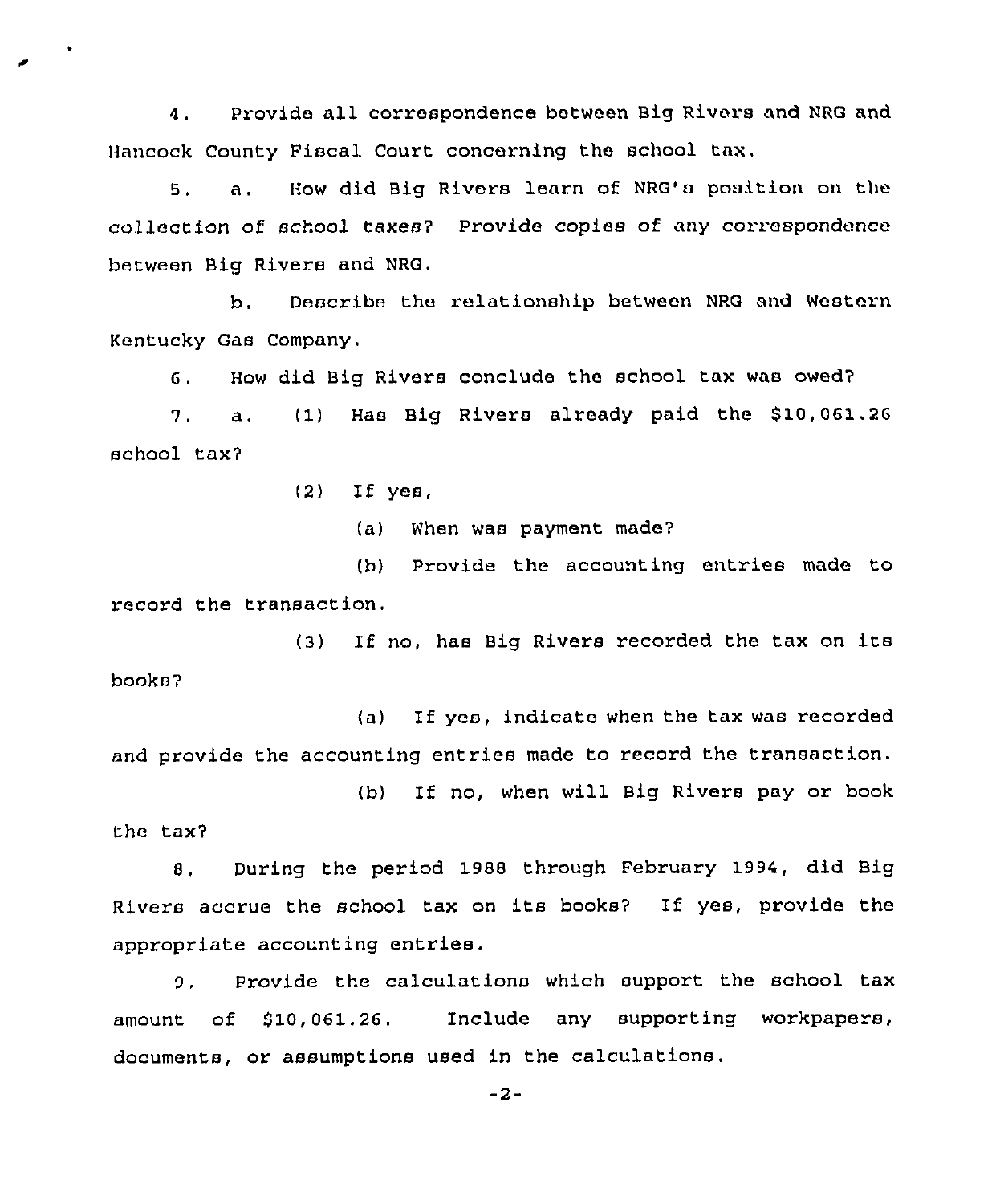4. Provide all correspondence between Big Rivers and NRG and Hancock County Fiscal Court concerning the school tax.

5. a. How did Big Rivers learn of NRG's position on the collection of school taxes? Provide copies of any correspondence between Big Rivers and NRG.

b. Describe the relationship between NRG and Western Kentucky Gas Company.

6. How did Big Rivers conclude the school tax was owed?

7. a. (1) Has Big Rivers already paid the $10,061.26 school tax?

(2) If yes,

(a) When was payment made?

(b) Provide the accounting entries made to record the transaction.

(3) If no, has Big Rivers recorded the tax on its books?

(a) If yes, indicate when the tax was recorded and provide the accounting entries made to record the transaction.

(b) If no, when will Big Rivers pay or book the tax?

8. During the period 1988 through February 1994, did Big Rivers accrue the school tax on its books? If yes, provide the appropriate accounting entries.

9. Provide the calculations which support the school tax amount of $10,061.26. Include any supporting workpapers, documents, or assumptions used in the calculations.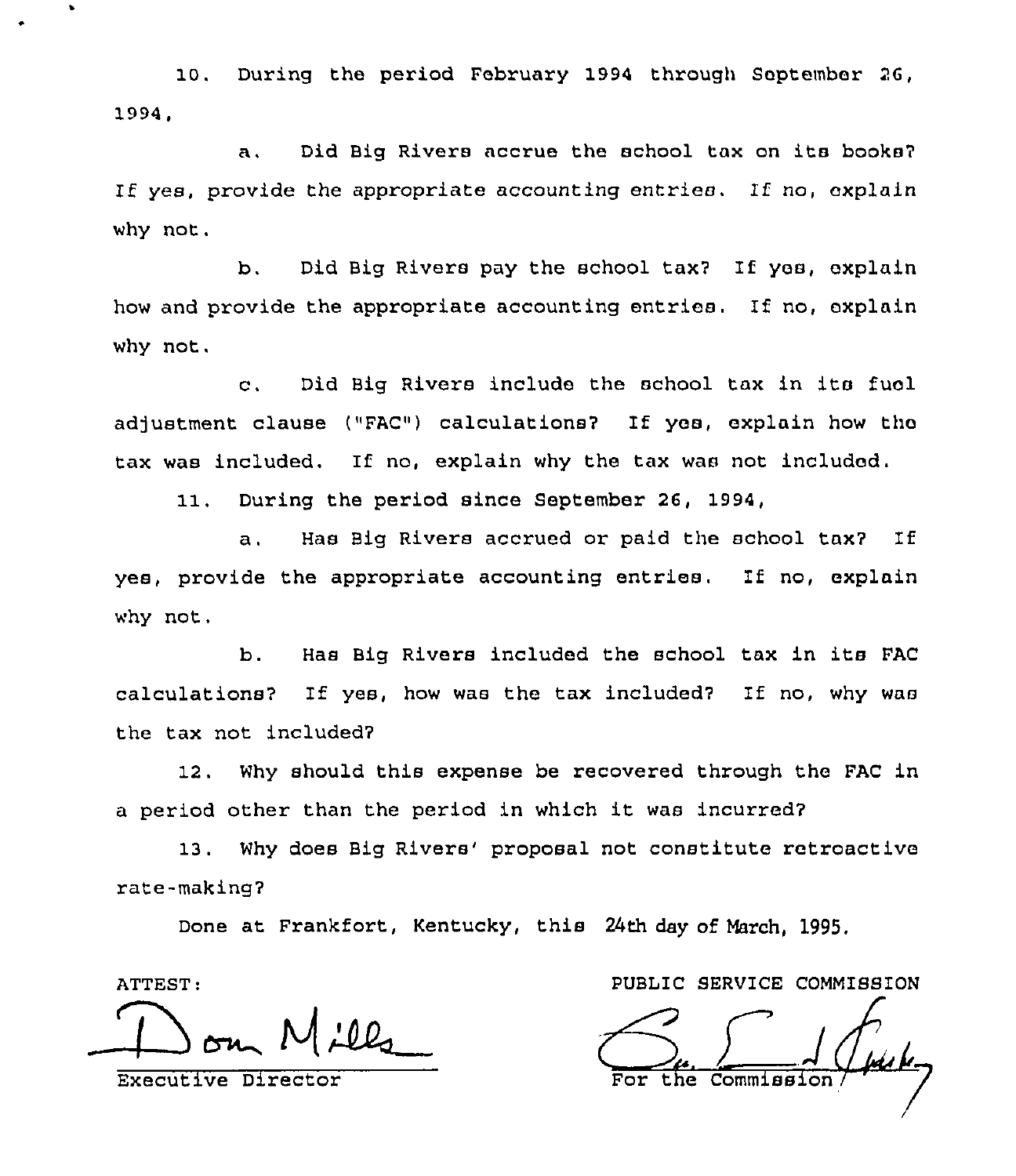10. During the period February 1994 through September 26, 1994,

a. Did Big Rivers accrue the school tax on its books? If yes, provide the appropriate accounting entries. If no, explain why not.

b. Did Big Rivers pay the school tax? If yes, explain how and provide the appropriate accounting entries. If no, explain why not.

c. Did Big Rivers include the school tax in its fuel adjustment clause ("FAC") calculations? If yes, explain how the tax was included. If no, explain why the tax was not included.

11. During the period since September 26, 1994,

a. Has Big Rivers accrued or paid the school tax? If yes, provide the appropriate accounting entries. If no, explain why not.

b. Has Big Rivers included the school tax in its FAC calculations? If yes, how was the tax included? If no, why was the tax not included?

12. Why should this expense be recovered through the FAC in a period other than the period in which it was incurred?

13. Why does Big Rivers' proposal not constitute retroactive rate-making?

Done at Frankfort, Kentucky, this 24th day of March, 1995.

ATTEST:

Don Mills

Executive Director

PUBLIC SERVICE COMMISSION

For the Commission